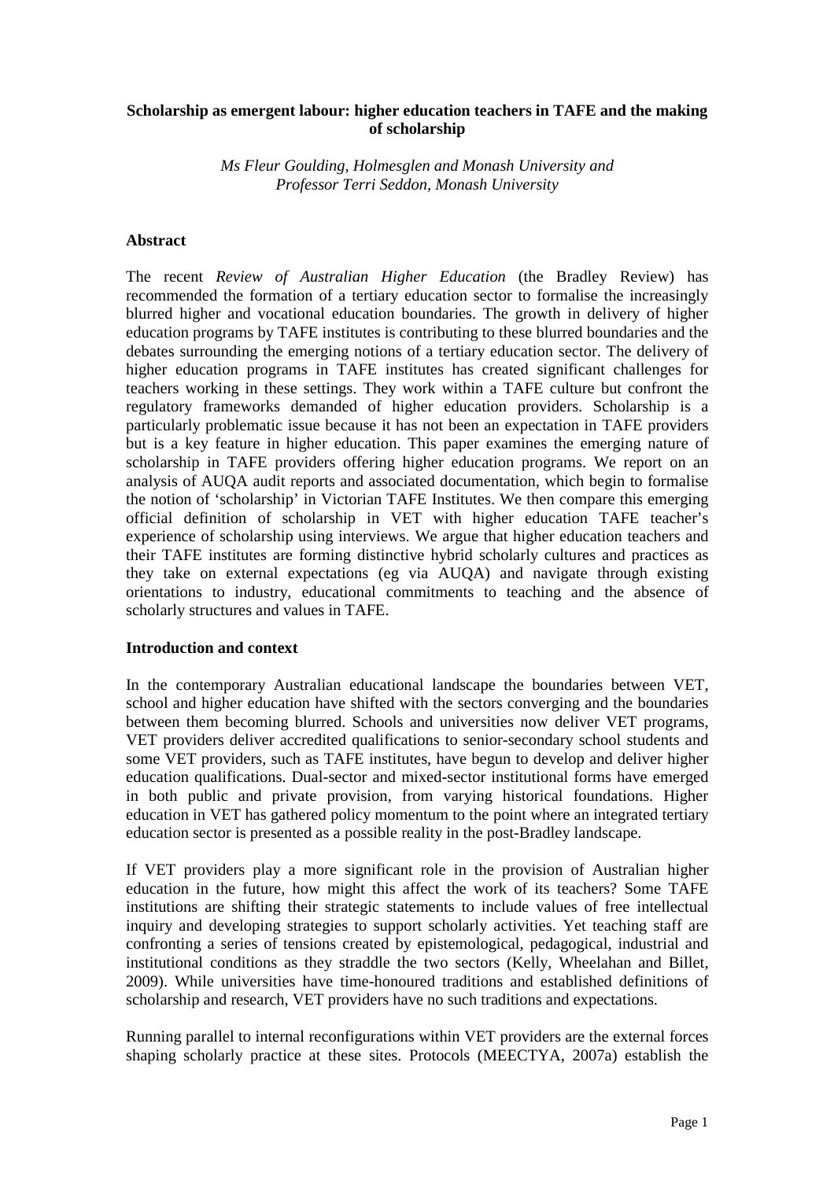# Scholarship as emergent labour: higher education teachers in TAFE and the making of scholarship

*Ms Fleur Goulding, Holmesglen and Monash University and*
*Professor Terri Seddon, Monash University*

## Abstract

The recent *Review of Australian Higher Education* (the Bradley Review) has recommended the formation of a tertiary education sector to formalise the increasingly blurred higher and vocational education boundaries. The growth in delivery of higher education programs by TAFE institutes is contributing to these blurred boundaries and the debates surrounding the emerging notions of a tertiary education sector. The delivery of higher education programs in TAFE institutes has created significant challenges for teachers working in these settings. They work within a TAFE culture but confront the regulatory frameworks demanded of higher education providers. Scholarship is a particularly problematic issue because it has not been an expectation in TAFE providers but is a key feature in higher education. This paper examines the emerging nature of scholarship in TAFE providers offering higher education programs. We report on an analysis of AUQA audit reports and associated documentation, which begin to formalise the notion of 'scholarship' in Victorian TAFE Institutes. We then compare this emerging official definition of scholarship in VET with higher education TAFE teacher's experience of scholarship using interviews. We argue that higher education teachers and their TAFE institutes are forming distinctive hybrid scholarly cultures and practices as they take on external expectations (eg via AUQA) and navigate through existing orientations to industry, educational commitments to teaching and the absence of scholarly structures and values in TAFE.

## Introduction and context

In the contemporary Australian educational landscape the boundaries between VET, school and higher education have shifted with the sectors converging and the boundaries between them becoming blurred. Schools and universities now deliver VET programs, VET providers deliver accredited qualifications to senior-secondary school students and some VET providers, such as TAFE institutes, have begun to develop and deliver higher education qualifications. Dual-sector and mixed-sector institutional forms have emerged in both public and private provision, from varying historical foundations. Higher education in VET has gathered policy momentum to the point where an integrated tertiary education sector is presented as a possible reality in the post-Bradley landscape.

If VET providers play a more significant role in the provision of Australian higher education in the future, how might this affect the work of its teachers? Some TAFE institutions are shifting their strategic statements to include values of free intellectual inquiry and developing strategies to support scholarly activities. Yet teaching staff are confronting a series of tensions created by epistemological, pedagogical, industrial and institutional conditions as they straddle the two sectors (Kelly, Wheelahan and Billet, 2009). While universities have time-honoured traditions and established definitions of scholarship and research, VET providers have no such traditions and expectations.

Running parallel to internal reconfigurations within VET providers are the external forces shaping scholarly practice at these sites. Protocols (MEECTYA, 2007a) establish the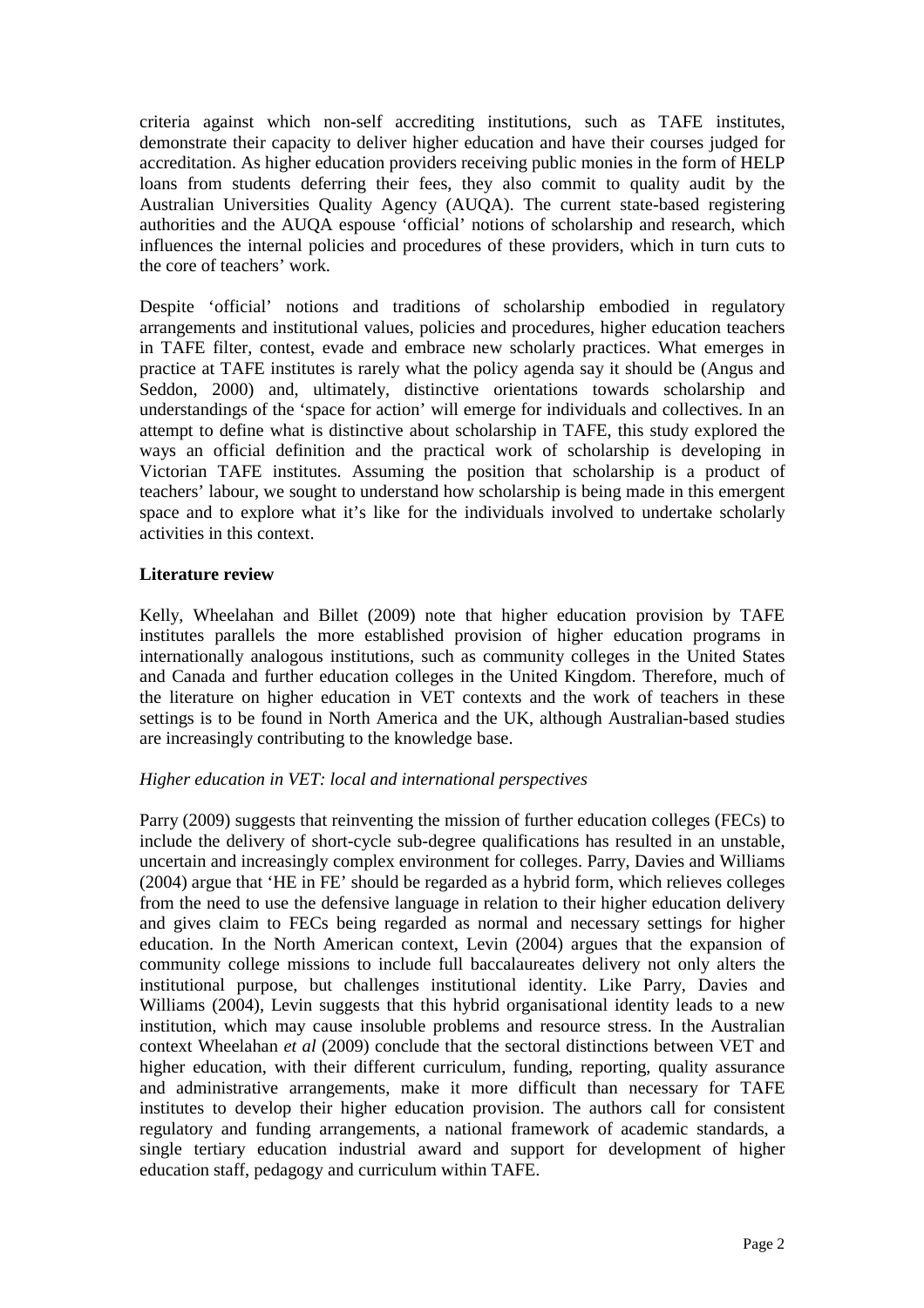criteria against which non-self accrediting institutions, such as TAFE institutes, demonstrate their capacity to deliver higher education and have their courses judged for accreditation. As higher education providers receiving public monies in the form of HELP loans from students deferring their fees, they also commit to quality audit by the Australian Universities Quality Agency (AUQA). The current state-based registering authorities and the AUQA espouse 'official' notions of scholarship and research, which influences the internal policies and procedures of these providers, which in turn cuts to the core of teachers' work.

Despite 'official' notions and traditions of scholarship embodied in regulatory arrangements and institutional values, policies and procedures, higher education teachers in TAFE filter, contest, evade and embrace new scholarly practices. What emerges in practice at TAFE institutes is rarely what the policy agenda say it should be (Angus and Seddon, 2000) and, ultimately, distinctive orientations towards scholarship and understandings of the 'space for action' will emerge for individuals and collectives. In an attempt to define what is distinctive about scholarship in TAFE, this study explored the ways an official definition and the practical work of scholarship is developing in Victorian TAFE institutes. Assuming the position that scholarship is a product of teachers' labour, we sought to understand how scholarship is being made in this emergent space and to explore what it's like for the individuals involved to undertake scholarly activities in this context.

## Literature review

Kelly, Wheelahan and Billet (2009) note that higher education provision by TAFE institutes parallels the more established provision of higher education programs in internationally analogous institutions, such as community colleges in the United States and Canada and further education colleges in the United Kingdom. Therefore, much of the literature on higher education in VET contexts and the work of teachers in these settings is to be found in North America and the UK, although Australian-based studies are increasingly contributing to the knowledge base.

### *Higher education in VET: local and international perspectives*

Parry (2009) suggests that reinventing the mission of further education colleges (FECs) to include the delivery of short-cycle sub-degree qualifications has resulted in an unstable, uncertain and increasingly complex environment for colleges. Parry, Davies and Williams (2004) argue that 'HE in FE' should be regarded as a hybrid form, which relieves colleges from the need to use the defensive language in relation to their higher education delivery and gives claim to FECs being regarded as normal and necessary settings for higher education. In the North American context, Levin (2004) argues that the expansion of community college missions to include full baccalaureates delivery not only alters the institutional purpose, but challenges institutional identity. Like Parry, Davies and Williams (2004), Levin suggests that this hybrid organisational identity leads to a new institution, which may cause insoluble problems and resource stress. In the Australian context Wheelahan *et al* (2009) conclude that the sectoral distinctions between VET and higher education, with their different curriculum, funding, reporting, quality assurance and administrative arrangements, make it more difficult than necessary for TAFE institutes to develop their higher education provision. The authors call for consistent regulatory and funding arrangements, a national framework of academic standards, a single tertiary education industrial award and support for development of higher education staff, pedagogy and curriculum within TAFE.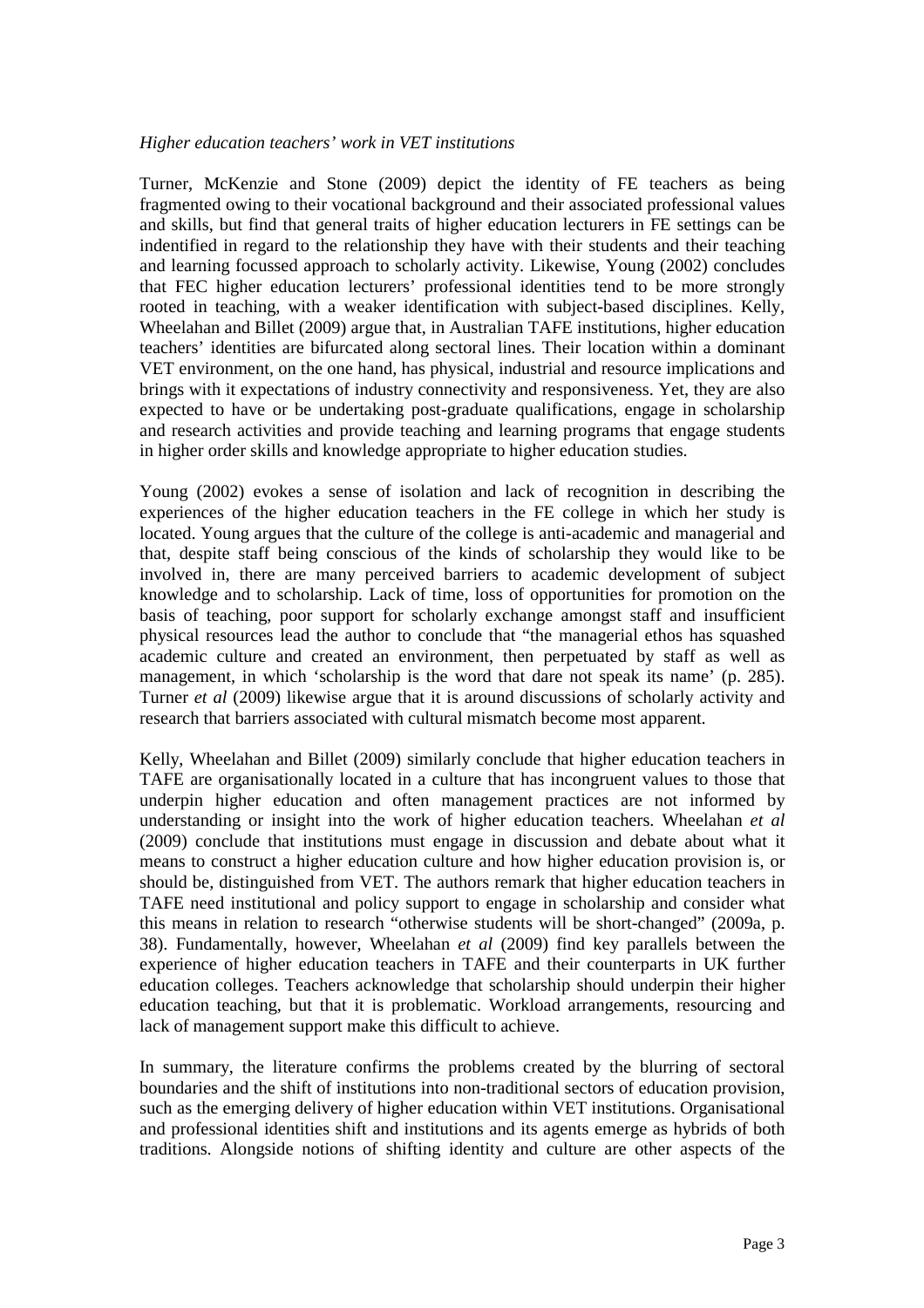*Higher education teachers' work in VET institutions*

Turner, McKenzie and Stone (2009) depict the identity of FE teachers as being fragmented owing to their vocational background and their associated professional values and skills, but find that general traits of higher education lecturers in FE settings can be indentified in regard to the relationship they have with their students and their teaching and learning focussed approach to scholarly activity. Likewise, Young (2002) concludes that FEC higher education lecturers' professional identities tend to be more strongly rooted in teaching, with a weaker identification with subject-based disciplines. Kelly, Wheelahan and Billet (2009) argue that, in Australian TAFE institutions, higher education teachers' identities are bifurcated along sectoral lines. Their location within a dominant VET environment, on the one hand, has physical, industrial and resource implications and brings with it expectations of industry connectivity and responsiveness. Yet, they are also expected to have or be undertaking post-graduate qualifications, engage in scholarship and research activities and provide teaching and learning programs that engage students in higher order skills and knowledge appropriate to higher education studies.

Young (2002) evokes a sense of isolation and lack of recognition in describing the experiences of the higher education teachers in the FE college in which her study is located. Young argues that the culture of the college is anti-academic and managerial and that, despite staff being conscious of the kinds of scholarship they would like to be involved in, there are many perceived barriers to academic development of subject knowledge and to scholarship. Lack of time, loss of opportunities for promotion on the basis of teaching, poor support for scholarly exchange amongst staff and insufficient physical resources lead the author to conclude that "the managerial ethos has squashed academic culture and created an environment, then perpetuated by staff as well as management, in which 'scholarship is the word that dare not speak its name' (p. 285). Turner *et al* (2009) likewise argue that it is around discussions of scholarly activity and research that barriers associated with cultural mismatch become most apparent.

Kelly, Wheelahan and Billet (2009) similarly conclude that higher education teachers in TAFE are organisationally located in a culture that has incongruent values to those that underpin higher education and often management practices are not informed by understanding or insight into the work of higher education teachers. Wheelahan *et al* (2009) conclude that institutions must engage in discussion and debate about what it means to construct a higher education culture and how higher education provision is, or should be, distinguished from VET. The authors remark that higher education teachers in TAFE need institutional and policy support to engage in scholarship and consider what this means in relation to research "otherwise students will be short-changed" (2009a, p. 38). Fundamentally, however, Wheelahan *et al* (2009) find key parallels between the experience of higher education teachers in TAFE and their counterparts in UK further education colleges. Teachers acknowledge that scholarship should underpin their higher education teaching, but that it is problematic. Workload arrangements, resourcing and lack of management support make this difficult to achieve.

In summary, the literature confirms the problems created by the blurring of sectoral boundaries and the shift of institutions into non-traditional sectors of education provision, such as the emerging delivery of higher education within VET institutions. Organisational and professional identities shift and institutions and its agents emerge as hybrids of both traditions. Alongside notions of shifting identity and culture are other aspects of the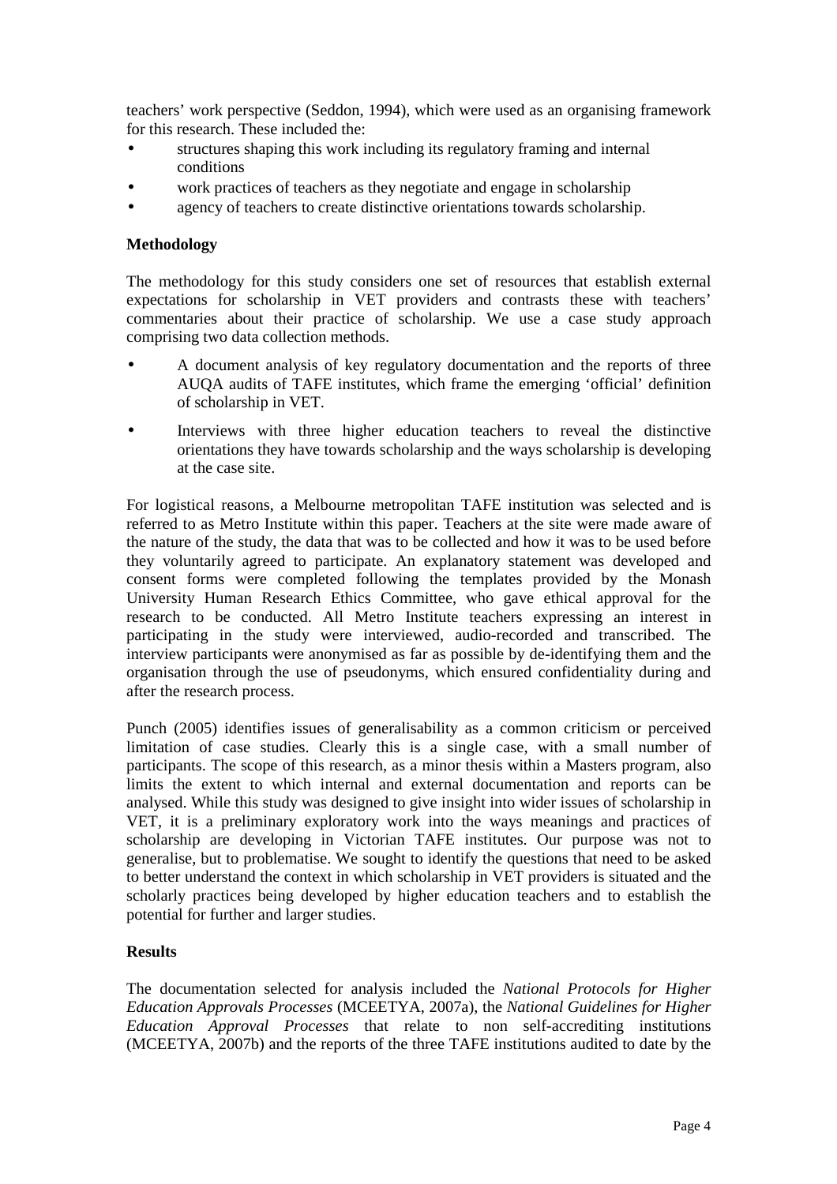teachers' work perspective (Seddon, 1994), which were used as an organising framework for this research. These included the:

- structures shaping this work including its regulatory framing and internal conditions
- work practices of teachers as they negotiate and engage in scholarship
- agency of teachers to create distinctive orientations towards scholarship.

**Methodology**

The methodology for this study considers one set of resources that establish external expectations for scholarship in VET providers and contrasts these with teachers' commentaries about their practice of scholarship. We use a case study approach comprising two data collection methods.

- A document analysis of key regulatory documentation and the reports of three AUQA audits of TAFE institutes, which frame the emerging 'official' definition of scholarship in VET.
- Interviews with three higher education teachers to reveal the distinctive orientations they have towards scholarship and the ways scholarship is developing at the case site.

For logistical reasons, a Melbourne metropolitan TAFE institution was selected and is referred to as Metro Institute within this paper. Teachers at the site were made aware of the nature of the study, the data that was to be collected and how it was to be used before they voluntarily agreed to participate. An explanatory statement was developed and consent forms were completed following the templates provided by the Monash University Human Research Ethics Committee, who gave ethical approval for the research to be conducted. All Metro Institute teachers expressing an interest in participating in the study were interviewed, audio-recorded and transcribed. The interview participants were anonymised as far as possible by de-identifying them and the organisation through the use of pseudonyms, which ensured confidentiality during and after the research process.

Punch (2005) identifies issues of generalisability as a common criticism or perceived limitation of case studies. Clearly this is a single case, with a small number of participants. The scope of this research, as a minor thesis within a Masters program, also limits the extent to which internal and external documentation and reports can be analysed. While this study was designed to give insight into wider issues of scholarship in VET, it is a preliminary exploratory work into the ways meanings and practices of scholarship are developing in Victorian TAFE institutes. Our purpose was not to generalise, but to problematise. We sought to identify the questions that need to be asked to better understand the context in which scholarship in VET providers is situated and the scholarly practices being developed by higher education teachers and to establish the potential for further and larger studies.

**Results**

The documentation selected for analysis included the *National Protocols for Higher Education Approvals Processes* (MCEETYA, 2007a), the *National Guidelines for Higher Education Approval Processes* that relate to non self-accrediting institutions (MCEETYA, 2007b) and the reports of the three TAFE institutions audited to date by the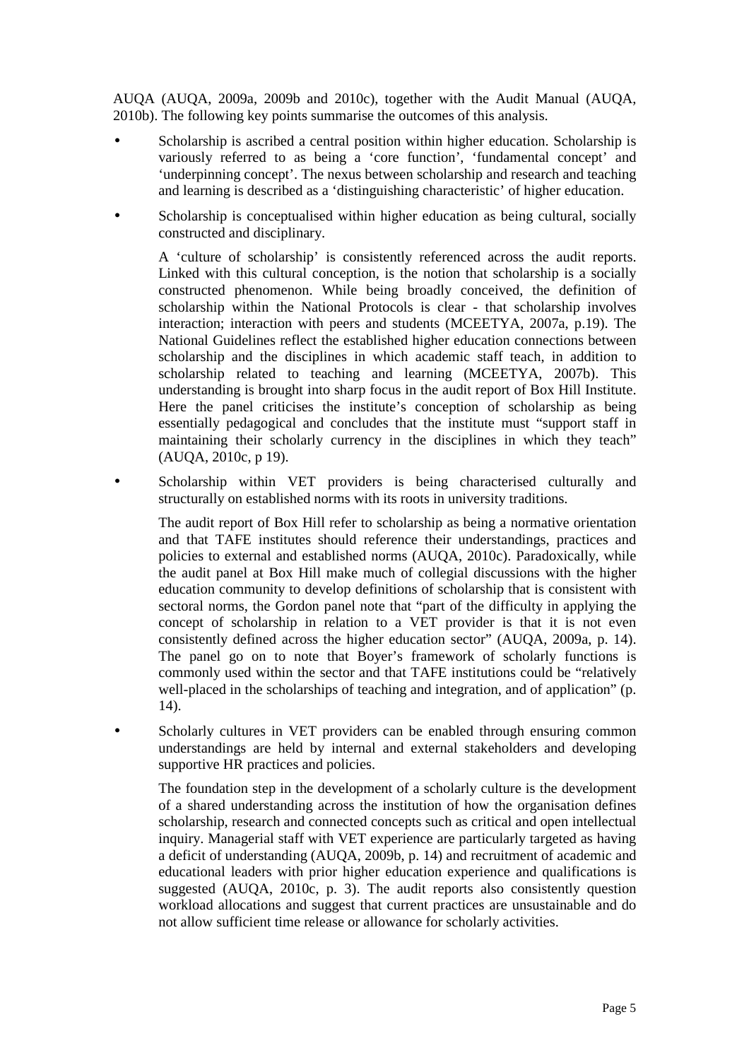AUQA (AUQA, 2009a, 2009b and 2010c), together with the Audit Manual (AUQA, 2010b). The following key points summarise the outcomes of this analysis.

- Scholarship is ascribed a central position within higher education. Scholarship is variously referred to as being a 'core function', 'fundamental concept' and 'underpinning concept'. The nexus between scholarship and research and teaching and learning is described as a 'distinguishing characteristic' of higher education.

- Scholarship is conceptualised within higher education as being cultural, socially constructed and disciplinary.

  A 'culture of scholarship' is consistently referenced across the audit reports. Linked with this cultural conception, is the notion that scholarship is a socially constructed phenomenon. While being broadly conceived, the definition of scholarship within the National Protocols is clear - that scholarship involves interaction; interaction with peers and students (MCEETYA, 2007a, p.19). The National Guidelines reflect the established higher education connections between scholarship and the disciplines in which academic staff teach, in addition to scholarship related to teaching and learning (MCEETYA, 2007b). This understanding is brought into sharp focus in the audit report of Box Hill Institute. Here the panel criticises the institute's conception of scholarship as being essentially pedagogical and concludes that the institute must "support staff in maintaining their scholarly currency in the disciplines in which they teach" (AUQA, 2010c, p 19).

- Scholarship within VET providers is being characterised culturally and structurally on established norms with its roots in university traditions.

  The audit report of Box Hill refer to scholarship as being a normative orientation and that TAFE institutes should reference their understandings, practices and policies to external and established norms (AUQA, 2010c). Paradoxically, while the audit panel at Box Hill make much of collegial discussions with the higher education community to develop definitions of scholarship that is consistent with sectoral norms, the Gordon panel note that "part of the difficulty in applying the concept of scholarship in relation to a VET provider is that it is not even consistently defined across the higher education sector" (AUQA, 2009a, p. 14). The panel go on to note that Boyer's framework of scholarly functions is commonly used within the sector and that TAFE institutions could be "relatively well-placed in the scholarships of teaching and integration, and of application" (p. 14).

- Scholarly cultures in VET providers can be enabled through ensuring common understandings are held by internal and external stakeholders and developing supportive HR practices and policies.

  The foundation step in the development of a scholarly culture is the development of a shared understanding across the institution of how the organisation defines scholarship, research and connected concepts such as critical and open intellectual inquiry. Managerial staff with VET experience are particularly targeted as having a deficit of understanding (AUQA, 2009b, p. 14) and recruitment of academic and educational leaders with prior higher education experience and qualifications is suggested (AUQA, 2010c, p. 3). The audit reports also consistently question workload allocations and suggest that current practices are unsustainable and do not allow sufficient time release or allowance for scholarly activities.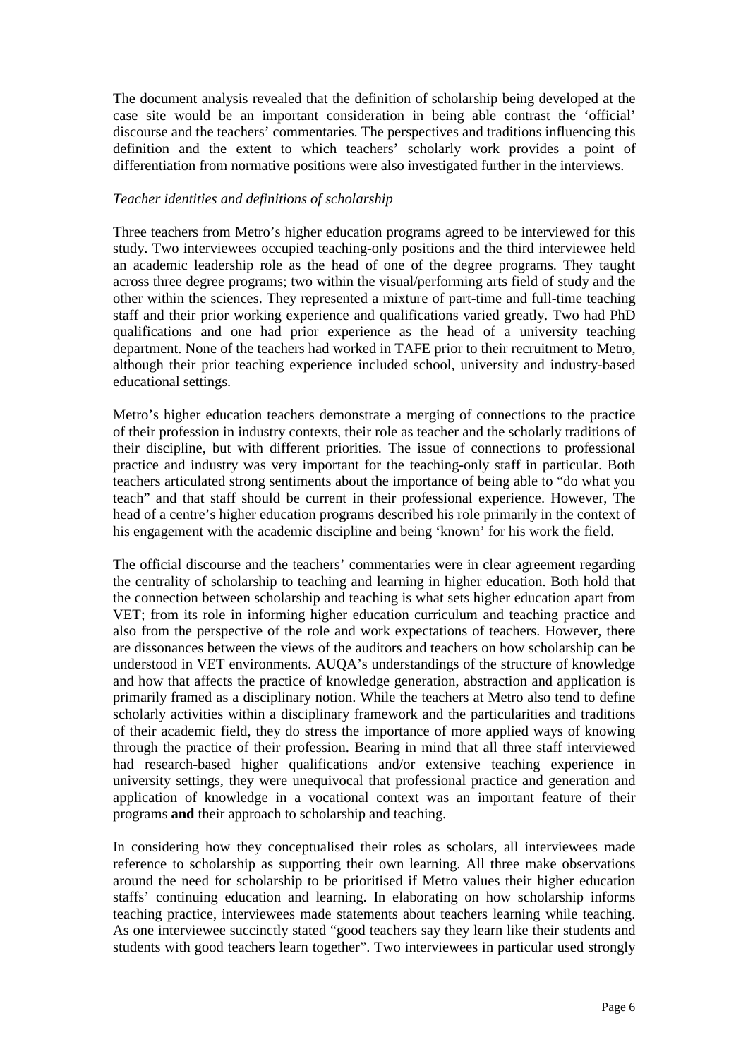The document analysis revealed that the definition of scholarship being developed at the case site would be an important consideration in being able contrast the 'official' discourse and the teachers' commentaries. The perspectives and traditions influencing this definition and the extent to which teachers' scholarly work provides a point of differentiation from normative positions were also investigated further in the interviews.

*Teacher identities and definitions of scholarship*

Three teachers from Metro's higher education programs agreed to be interviewed for this study. Two interviewees occupied teaching-only positions and the third interviewee held an academic leadership role as the head of one of the degree programs. They taught across three degree programs; two within the visual/performing arts field of study and the other within the sciences. They represented a mixture of part-time and full-time teaching staff and their prior working experience and qualifications varied greatly. Two had PhD qualifications and one had prior experience as the head of a university teaching department. None of the teachers had worked in TAFE prior to their recruitment to Metro, although their prior teaching experience included school, university and industry-based educational settings.

Metro's higher education teachers demonstrate a merging of connections to the practice of their profession in industry contexts, their role as teacher and the scholarly traditions of their discipline, but with different priorities. The issue of connections to professional practice and industry was very important for the teaching-only staff in particular. Both teachers articulated strong sentiments about the importance of being able to "do what you teach" and that staff should be current in their professional experience. However, The head of a centre's higher education programs described his role primarily in the context of his engagement with the academic discipline and being 'known' for his work the field.

The official discourse and the teachers' commentaries were in clear agreement regarding the centrality of scholarship to teaching and learning in higher education. Both hold that the connection between scholarship and teaching is what sets higher education apart from VET; from its role in informing higher education curriculum and teaching practice and also from the perspective of the role and work expectations of teachers. However, there are dissonances between the views of the auditors and teachers on how scholarship can be understood in VET environments. AUQA's understandings of the structure of knowledge and how that affects the practice of knowledge generation, abstraction and application is primarily framed as a disciplinary notion. While the teachers at Metro also tend to define scholarly activities within a disciplinary framework and the particularities and traditions of their academic field, they do stress the importance of more applied ways of knowing through the practice of their profession. Bearing in mind that all three staff interviewed had research-based higher qualifications and/or extensive teaching experience in university settings, they were unequivocal that professional practice and generation and application of knowledge in a vocational context was an important feature of their programs **and** their approach to scholarship and teaching.

In considering how they conceptualised their roles as scholars, all interviewees made reference to scholarship as supporting their own learning. All three make observations around the need for scholarship to be prioritised if Metro values their higher education staffs' continuing education and learning. In elaborating on how scholarship informs teaching practice, interviewees made statements about teachers learning while teaching. As one interviewee succinctly stated "good teachers say they learn like their students and students with good teachers learn together". Two interviewees in particular used strongly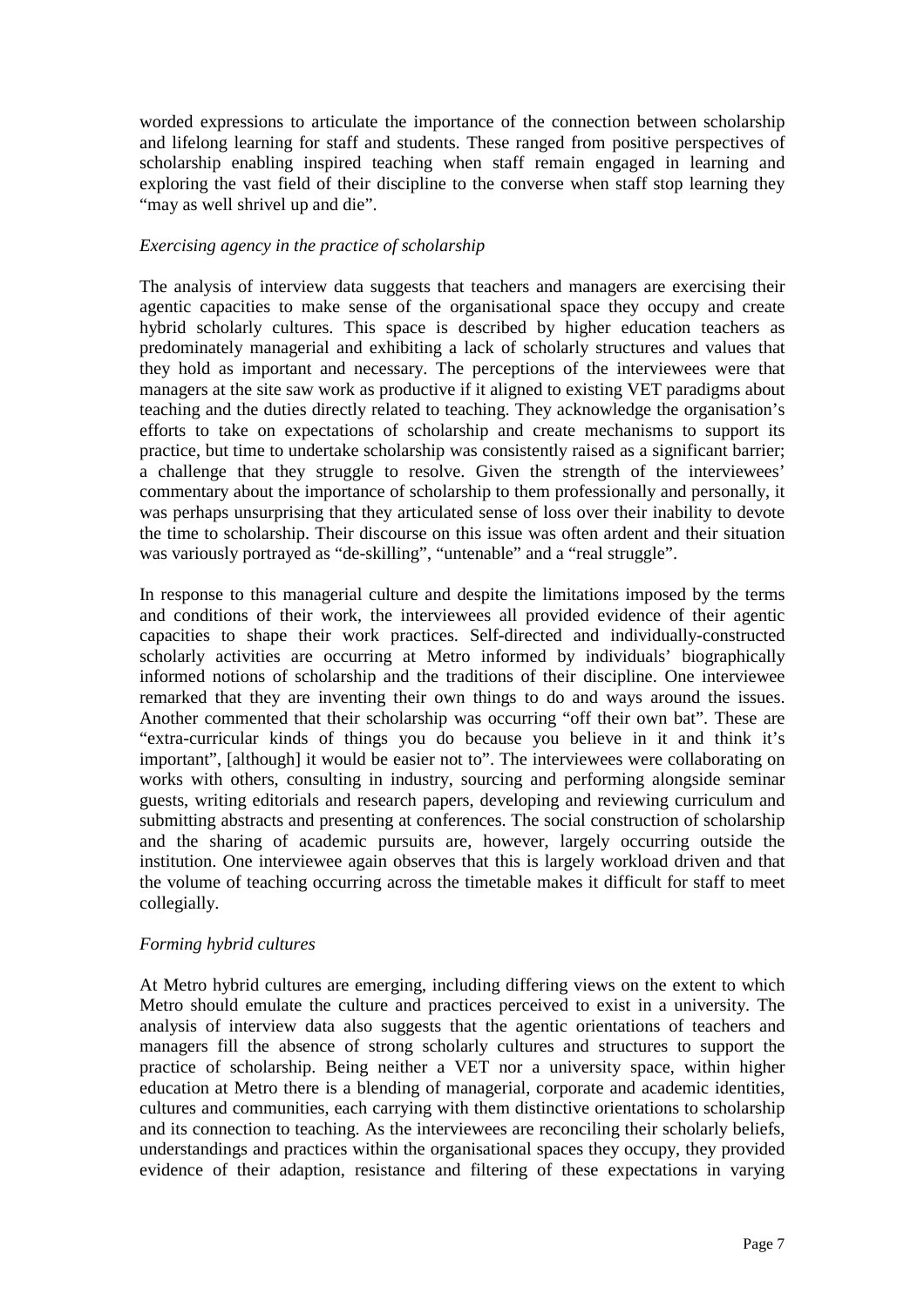worded expressions to articulate the importance of the connection between scholarship and lifelong learning for staff and students. These ranged from positive perspectives of scholarship enabling inspired teaching when staff remain engaged in learning and exploring the vast field of their discipline to the converse when staff stop learning they "may as well shrivel up and die".

*Exercising agency in the practice of scholarship*

The analysis of interview data suggests that teachers and managers are exercising their agentic capacities to make sense of the organisational space they occupy and create hybrid scholarly cultures. This space is described by higher education teachers as predominately managerial and exhibiting a lack of scholarly structures and values that they hold as important and necessary. The perceptions of the interviewees were that managers at the site saw work as productive if it aligned to existing VET paradigms about teaching and the duties directly related to teaching. They acknowledge the organisation's efforts to take on expectations of scholarship and create mechanisms to support its practice, but time to undertake scholarship was consistently raised as a significant barrier; a challenge that they struggle to resolve. Given the strength of the interviewees' commentary about the importance of scholarship to them professionally and personally, it was perhaps unsurprising that they articulated sense of loss over their inability to devote the time to scholarship. Their discourse on this issue was often ardent and their situation was variously portrayed as "de-skilling", "untenable" and a "real struggle".

In response to this managerial culture and despite the limitations imposed by the terms and conditions of their work, the interviewees all provided evidence of their agentic capacities to shape their work practices. Self-directed and individually-constructed scholarly activities are occurring at Metro informed by individuals' biographically informed notions of scholarship and the traditions of their discipline. One interviewee remarked that they are inventing their own things to do and ways around the issues. Another commented that their scholarship was occurring "off their own bat". These are "extra-curricular kinds of things you do because you believe in it and think it's important", [although] it would be easier not to". The interviewees were collaborating on works with others, consulting in industry, sourcing and performing alongside seminar guests, writing editorials and research papers, developing and reviewing curriculum and submitting abstracts and presenting at conferences. The social construction of scholarship and the sharing of academic pursuits are, however, largely occurring outside the institution. One interviewee again observes that this is largely workload driven and that the volume of teaching occurring across the timetable makes it difficult for staff to meet collegially.

*Forming hybrid cultures*

At Metro hybrid cultures are emerging, including differing views on the extent to which Metro should emulate the culture and practices perceived to exist in a university. The analysis of interview data also suggests that the agentic orientations of teachers and managers fill the absence of strong scholarly cultures and structures to support the practice of scholarship. Being neither a VET nor a university space, within higher education at Metro there is a blending of managerial, corporate and academic identities, cultures and communities, each carrying with them distinctive orientations to scholarship and its connection to teaching. As the interviewees are reconciling their scholarly beliefs, understandings and practices within the organisational spaces they occupy, they provided evidence of their adaption, resistance and filtering of these expectations in varying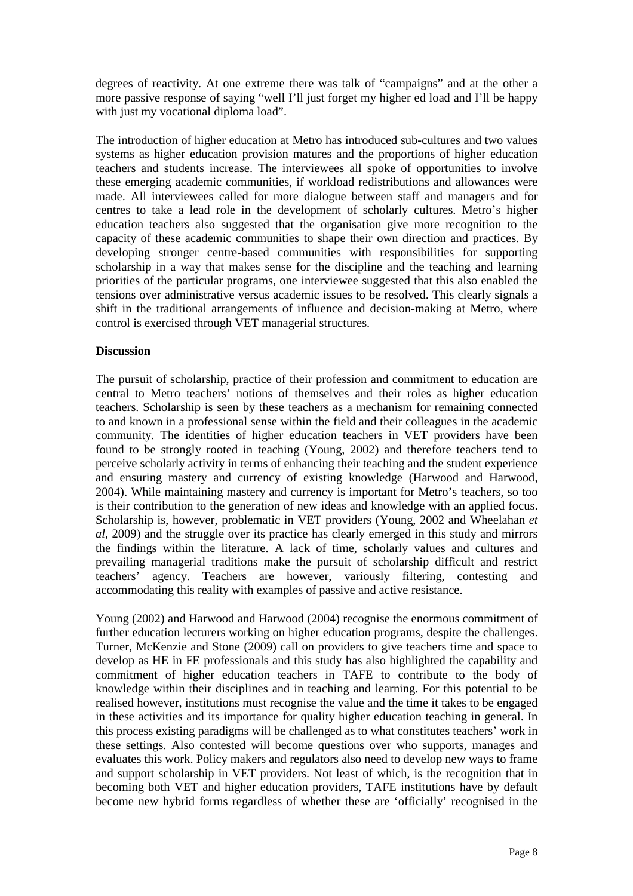degrees of reactivity. At one extreme there was talk of "campaigns" and at the other a more passive response of saying "well I'll just forget my higher ed load and I'll be happy with just my vocational diploma load".

The introduction of higher education at Metro has introduced sub-cultures and two values systems as higher education provision matures and the proportions of higher education teachers and students increase. The interviewees all spoke of opportunities to involve these emerging academic communities, if workload redistributions and allowances were made. All interviewees called for more dialogue between staff and managers and for centres to take a lead role in the development of scholarly cultures. Metro's higher education teachers also suggested that the organisation give more recognition to the capacity of these academic communities to shape their own direction and practices. By developing stronger centre-based communities with responsibilities for supporting scholarship in a way that makes sense for the discipline and the teaching and learning priorities of the particular programs, one interviewee suggested that this also enabled the tensions over administrative versus academic issues to be resolved. This clearly signals a shift in the traditional arrangements of influence and decision-making at Metro, where control is exercised through VET managerial structures.

**Discussion**

The pursuit of scholarship, practice of their profession and commitment to education are central to Metro teachers' notions of themselves and their roles as higher education teachers. Scholarship is seen by these teachers as a mechanism for remaining connected to and known in a professional sense within the field and their colleagues in the academic community. The identities of higher education teachers in VET providers have been found to be strongly rooted in teaching (Young, 2002) and therefore teachers tend to perceive scholarly activity in terms of enhancing their teaching and the student experience and ensuring mastery and currency of existing knowledge (Harwood and Harwood, 2004). While maintaining mastery and currency is important for Metro's teachers, so too is their contribution to the generation of new ideas and knowledge with an applied focus. Scholarship is, however, problematic in VET providers (Young, 2002 and Wheelahan *et al*, 2009) and the struggle over its practice has clearly emerged in this study and mirrors the findings within the literature. A lack of time, scholarly values and cultures and prevailing managerial traditions make the pursuit of scholarship difficult and restrict teachers' agency. Teachers are however, variously filtering, contesting and accommodating this reality with examples of passive and active resistance.

Young (2002) and Harwood and Harwood (2004) recognise the enormous commitment of further education lecturers working on higher education programs, despite the challenges. Turner, McKenzie and Stone (2009) call on providers to give teachers time and space to develop as HE in FE professionals and this study has also highlighted the capability and commitment of higher education teachers in TAFE to contribute to the body of knowledge within their disciplines and in teaching and learning. For this potential to be realised however, institutions must recognise the value and the time it takes to be engaged in these activities and its importance for quality higher education teaching in general. In this process existing paradigms will be challenged as to what constitutes teachers' work in these settings. Also contested will become questions over who supports, manages and evaluates this work. Policy makers and regulators also need to develop new ways to frame and support scholarship in VET providers. Not least of which, is the recognition that in becoming both VET and higher education providers, TAFE institutions have by default become new hybrid forms regardless of whether these are 'officially' recognised in the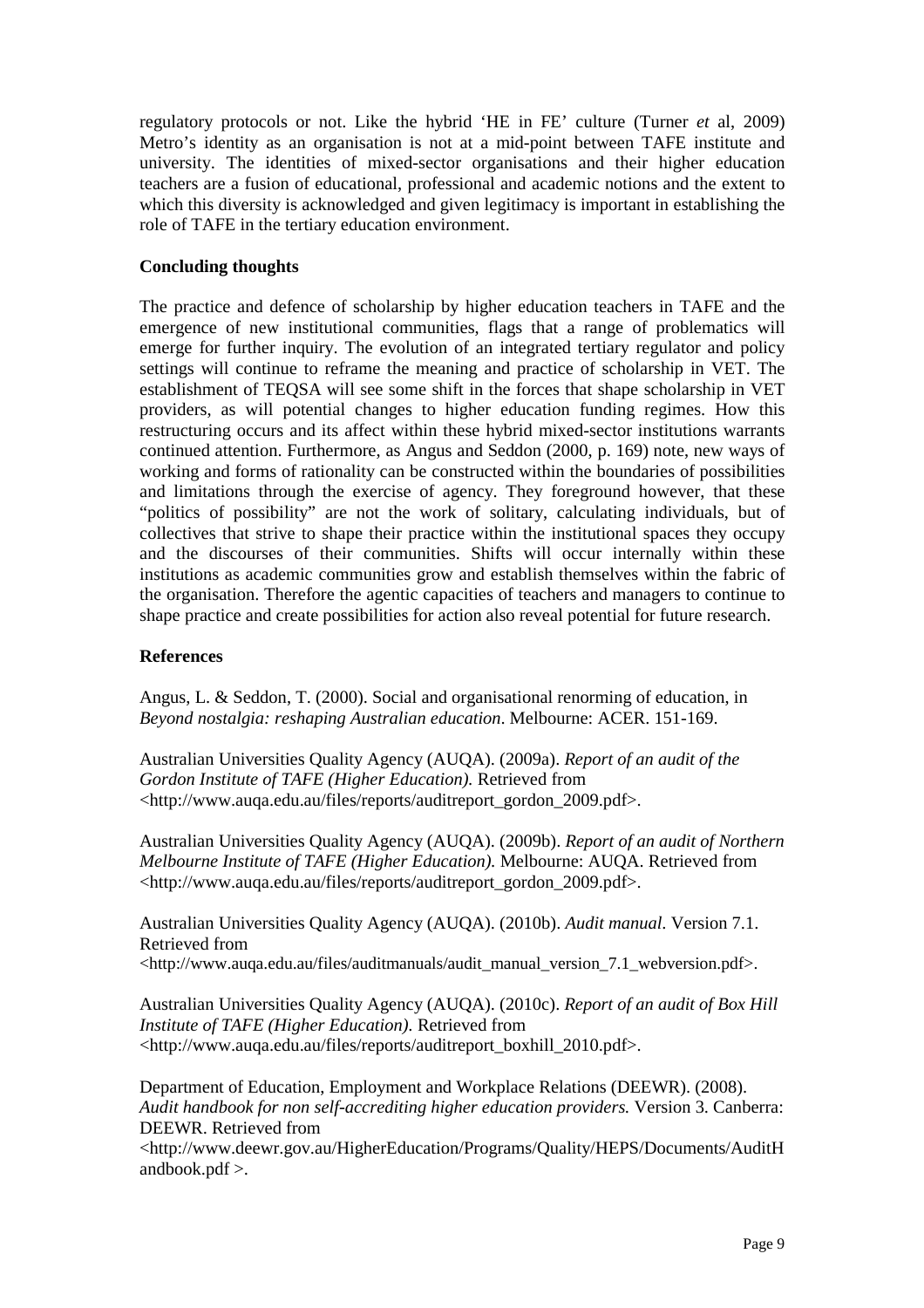regulatory protocols or not. Like the hybrid 'HE in FE' culture (Turner *et* al, 2009) Metro's identity as an organisation is not at a mid-point between TAFE institute and university. The identities of mixed-sector organisations and their higher education teachers are a fusion of educational, professional and academic notions and the extent to which this diversity is acknowledged and given legitimacy is important in establishing the role of TAFE in the tertiary education environment.

**Concluding thoughts**

The practice and defence of scholarship by higher education teachers in TAFE and the emergence of new institutional communities, flags that a range of problematics will emerge for further inquiry. The evolution of an integrated tertiary regulator and policy settings will continue to reframe the meaning and practice of scholarship in VET. The establishment of TEQSA will see some shift in the forces that shape scholarship in VET providers, as will potential changes to higher education funding regimes. How this restructuring occurs and its affect within these hybrid mixed-sector institutions warrants continued attention. Furthermore, as Angus and Seddon (2000, p. 169) note, new ways of working and forms of rationality can be constructed within the boundaries of possibilities and limitations through the exercise of agency. They foreground however, that these "politics of possibility" are not the work of solitary, calculating individuals, but of collectives that strive to shape their practice within the institutional spaces they occupy and the discourses of their communities. Shifts will occur internally within these institutions as academic communities grow and establish themselves within the fabric of the organisation. Therefore the agentic capacities of teachers and managers to continue to shape practice and create possibilities for action also reveal potential for future research.

**References**

Angus, L. & Seddon, T. (2000). Social and organisational renorming of education, in *Beyond nostalgia: reshaping Australian education*. Melbourne: ACER. 151-169.

Australian Universities Quality Agency (AUQA). (2009a). *Report of an audit of the Gordon Institute of TAFE (Higher Education).* Retrieved from <http://www.auqa.edu.au/files/reports/auditreport_gordon_2009.pdf>.

Australian Universities Quality Agency (AUQA). (2009b). *Report of an audit of Northern Melbourne Institute of TAFE (Higher Education).* Melbourne: AUQA. Retrieved from <http://www.auqa.edu.au/files/reports/auditreport_gordon_2009.pdf>.

Australian Universities Quality Agency (AUQA). (2010b). *Audit manual.* Version 7.1. Retrieved from <http://www.auqa.edu.au/files/auditmanuals/audit_manual_version_7.1_webversion.pdf>.

Australian Universities Quality Agency (AUQA). (2010c). *Report of an audit of Box Hill Institute of TAFE (Higher Education).* Retrieved from <http://www.auqa.edu.au/files/reports/auditreport_boxhill_2010.pdf>.

Department of Education, Employment and Workplace Relations (DEEWR). (2008). *Audit handbook for non self-accrediting higher education providers.* Version 3. Canberra: DEEWR. Retrieved from <http://www.deewr.gov.au/HigherEducation/Programs/Quality/HEPS/Documents/AuditHandbook.pdf >.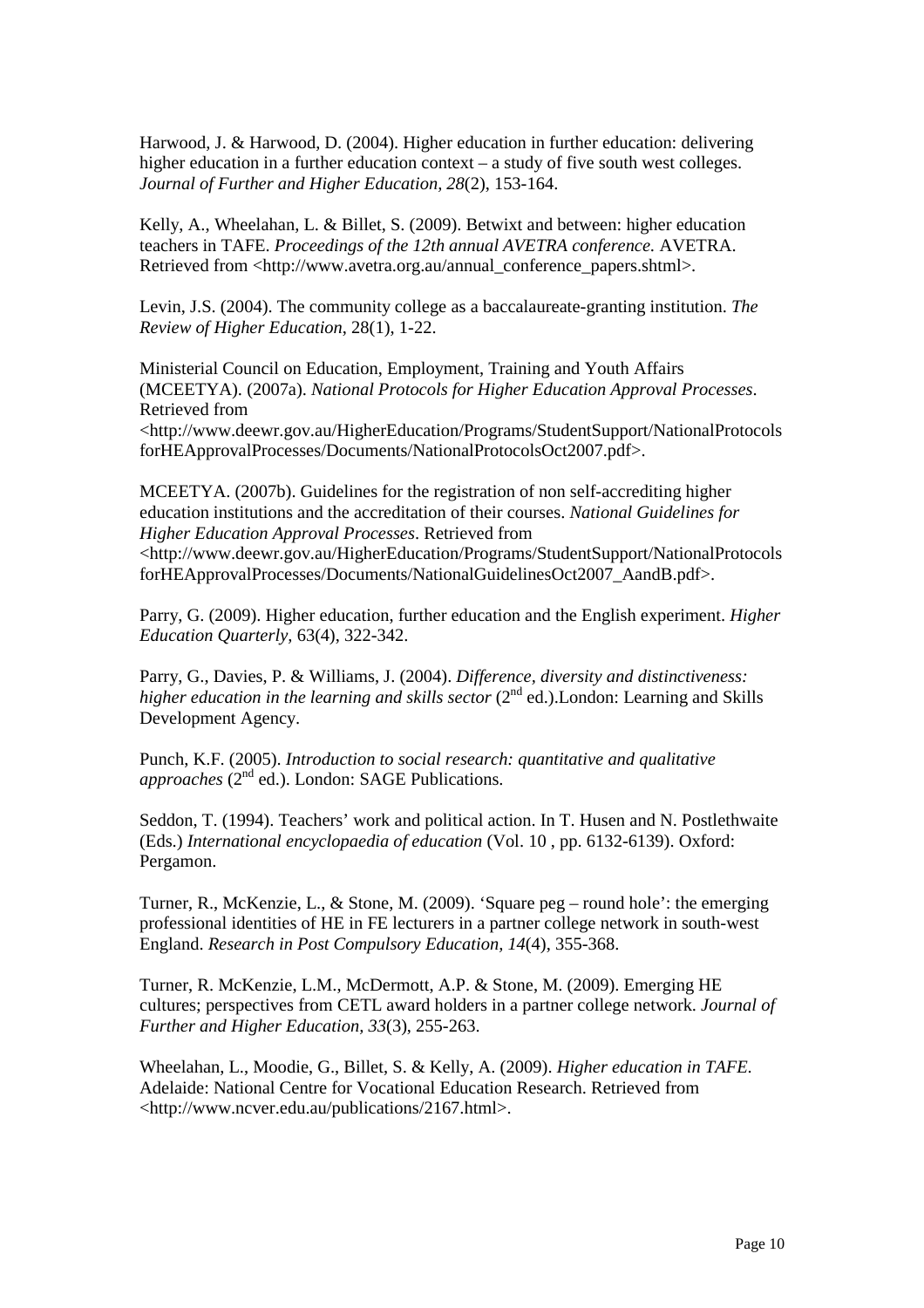Harwood, J. & Harwood, D. (2004). Higher education in further education: delivering higher education in a further education context – a study of five south west colleges. *Journal of Further and Higher Education, 28*(2), 153-164.

Kelly, A., Wheelahan, L. & Billet, S. (2009). Betwixt and between: higher education teachers in TAFE. *Proceedings of the 12th annual AVETRA conference.* AVETRA. Retrieved from <http://www.avetra.org.au/annual_conference_papers.shtml>.

Levin, J.S. (2004). The community college as a baccalaureate-granting institution. *The Review of Higher Education*, 28(1), 1-22.

Ministerial Council on Education, Employment, Training and Youth Affairs (MCEETYA). (2007a). *National Protocols for Higher Education Approval Processes*. Retrieved from <http://www.deewr.gov.au/HigherEducation/Programs/StudentSupport/NationalProtocolsforHEApprovalProcesses/Documents/NationalProtocolsOct2007.pdf>.

MCEETYA. (2007b). Guidelines for the registration of non self-accrediting higher education institutions and the accreditation of their courses. *National Guidelines for Higher Education Approval Processes*. Retrieved from <http://www.deewr.gov.au/HigherEducation/Programs/StudentSupport/NationalProtocolsforHEApprovalProcesses/Documents/NationalGuidelinesOct2007_AandB.pdf>.

Parry, G. (2009). Higher education, further education and the English experiment. *Higher Education Quarterly,* 63(4), 322-342.

Parry, G., Davies, P. & Williams, J. (2004). *Difference, diversity and distinctiveness: higher education in the learning and skills sector* (2nd ed.).London: Learning and Skills Development Agency.

Punch, K.F. (2005). *Introduction to social research: quantitative and qualitative approaches* (2nd ed.). London: SAGE Publications.

Seddon, T. (1994). Teachers' work and political action. In T. Husen and N. Postlethwaite (Eds.) *International encyclopaedia of education* (Vol. 10 , pp. 6132-6139). Oxford: Pergamon.

Turner, R., McKenzie, L., & Stone, M. (2009). 'Square peg – round hole': the emerging professional identities of HE in FE lecturers in a partner college network in south-west England. *Research in Post Compulsory Education, 14*(4), 355-368.

Turner, R. McKenzie, L.M., McDermott, A.P. & Stone, M. (2009). Emerging HE cultures; perspectives from CETL award holders in a partner college network. *Journal of Further and Higher Education, 33*(3), 255-263.

Wheelahan, L., Moodie, G., Billet, S. & Kelly, A. (2009). *Higher education in TAFE*. Adelaide: National Centre for Vocational Education Research. Retrieved from <http://www.ncver.edu.au/publications/2167.html>.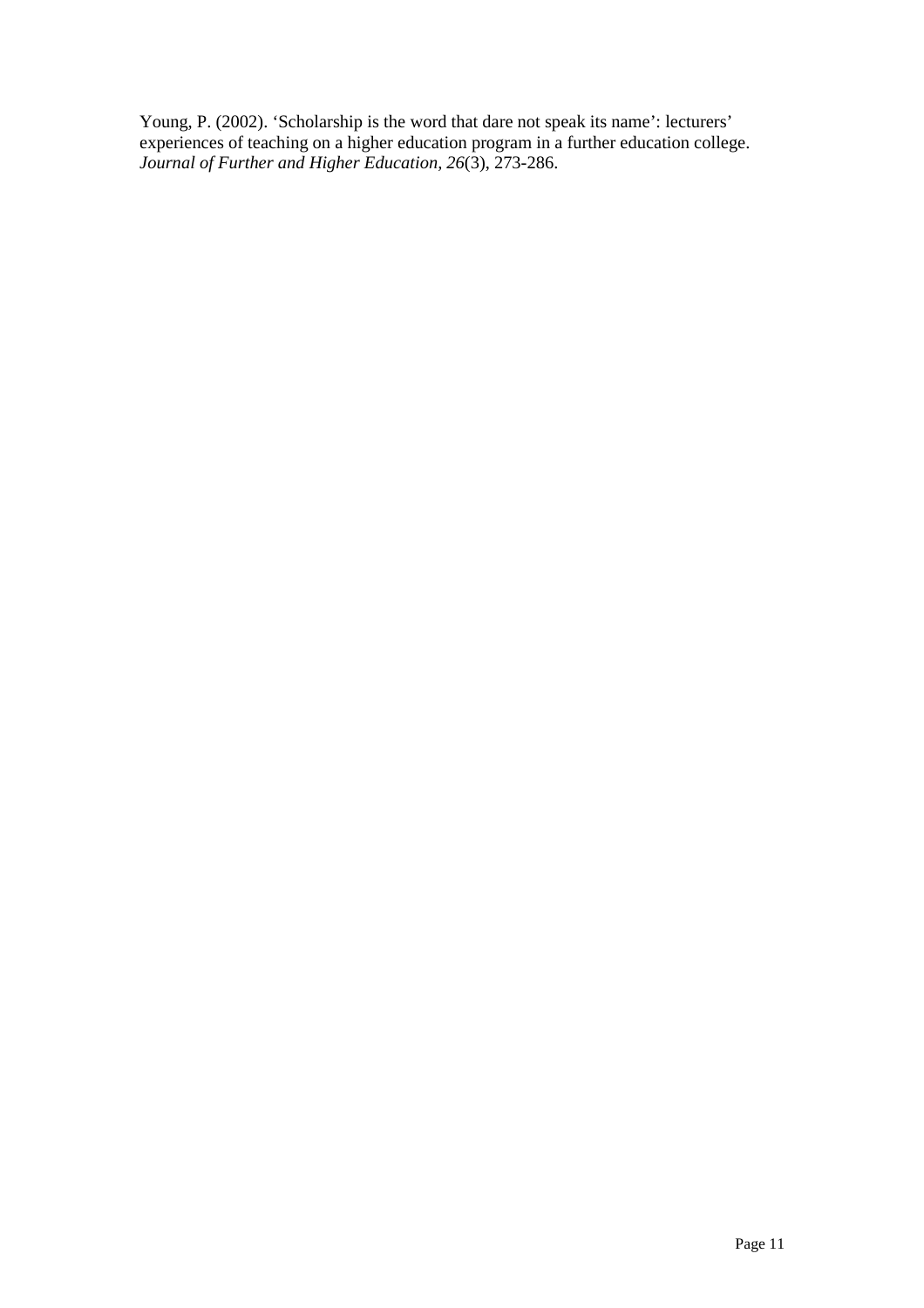Young, P. (2002). 'Scholarship is the word that dare not speak its name': lecturers' experiences of teaching on a higher education program in a further education college. *Journal of Further and Higher Education, 26*(3), 273-286.